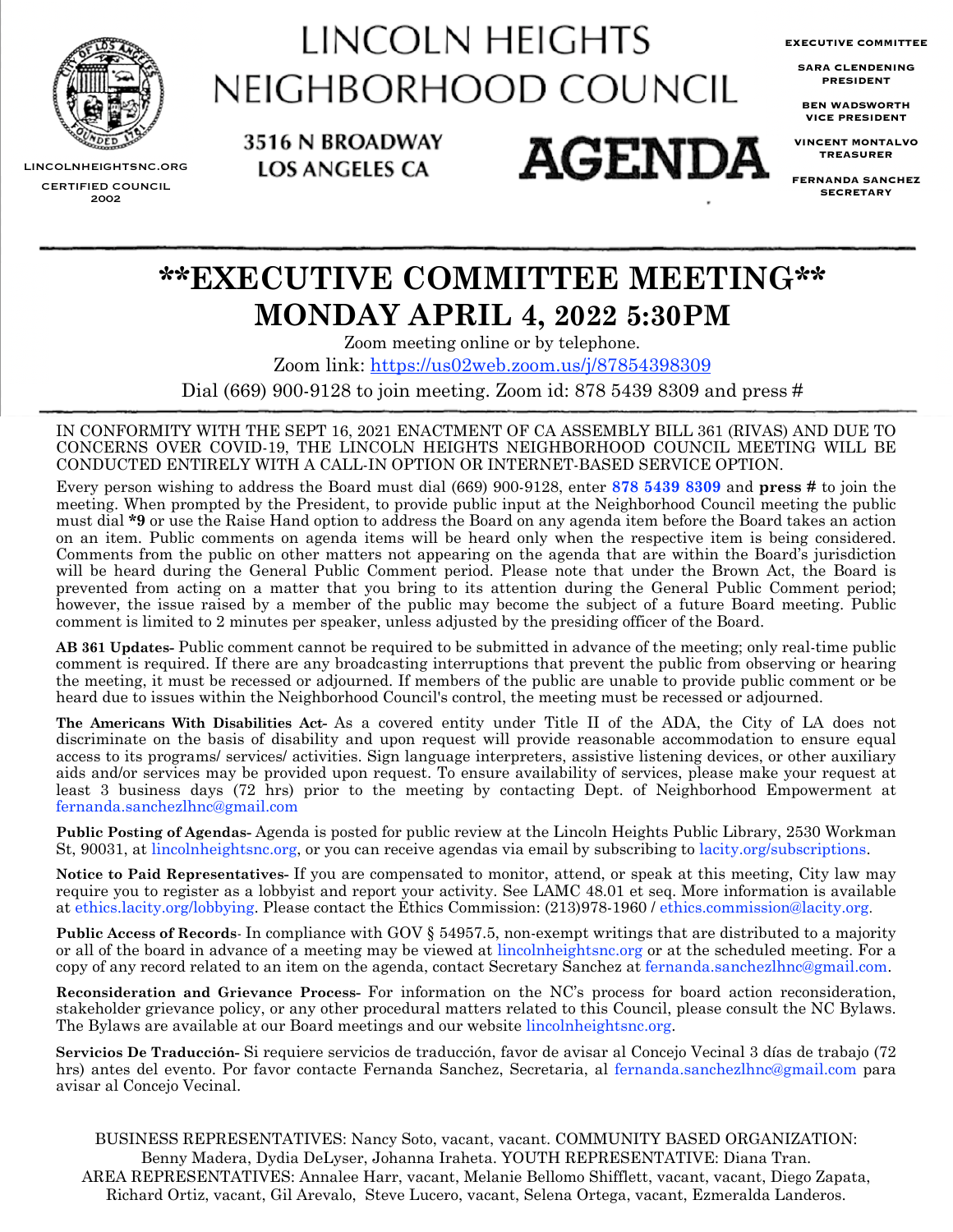# LINCOLN HEIGHTS NEIGHBORHOOD COUNCIL

LINCOLNHEIGHTSNC.ORG

CERTIFIED COUNCIL 2002

3516 N BROADWAY
LOS ANGELES CA

# AGENDA

EXECUTIVE COMMITTEE

SARA CLENDENING
PRESIDENT

BEN WADSWORTH
VICE PRESIDENT

VINCENT MONTALVO
TREASURER

FERNANDA SANCHEZ
SECRETARY

---

## **EXECUTIVE COMMITTEE MEETING**
## MONDAY APRIL 4, 2022 5:30PM

Zoom meeting online or by telephone.

Zoom link: https://us02web.zoom.us/j/87854398309

Dial (669) 900-9128 to join meeting. Zoom id: 878 5439 8309 and press #

---

IN CONFORMITY WITH THE SEPT 16, 2021 ENACTMENT OF CA ASSEMBLY BILL 361 (RIVAS) AND DUE TO CONCERNS OVER COVID-19, THE LINCOLN HEIGHTS NEIGHBORHOOD COUNCIL MEETING WILL BE CONDUCTED ENTIRELY WITH A CALL-IN OPTION OR INTERNET-BASED SERVICE OPTION.

Every person wishing to address the Board must dial (669) 900-9128, enter **878 5439 8309** and **press #** to join the meeting. When prompted by the President, to provide public input at the Neighborhood Council meeting the public must dial ***9** or use the Raise Hand option to address the Board on any agenda item before the Board takes an action on an item. Public comments on agenda items will be heard only when the respective item is being considered. Comments from the public on other matters not appearing on the agenda that are within the Board's jurisdiction will be heard during the General Public Comment period. Please note that under the Brown Act, the Board is prevented from acting on a matter that you bring to its attention during the General Public Comment period; however, the issue raised by a member of the public may become the subject of a future Board meeting. Public comment is limited to 2 minutes per speaker, unless adjusted by the presiding officer of the Board.

**AB 361 Updates-** Public comment cannot be required to be submitted in advance of the meeting; only real-time public comment is required. If there are any broadcasting interruptions that prevent the public from observing or hearing the meeting, it must be recessed or adjourned. If members of the public are unable to provide public comment or be heard due to issues within the Neighborhood Council's control, the meeting must be recessed or adjourned.

**The Americans With Disabilities Act-** As a covered entity under Title II of the ADA, the City of LA does not discriminate on the basis of disability and upon request will provide reasonable accommodation to ensure equal access to its programs/ services/ activities. Sign language interpreters, assistive listening devices, or other auxiliary aids and/or services may be provided upon request. To ensure availability of services, please make your request at least 3 business days (72 hrs) prior to the meeting by contacting Dept. of Neighborhood Empowerment at fernanda.sanchezlhnc@gmail.com

**Public Posting of Agendas-** Agenda is posted for public review at the Lincoln Heights Public Library, 2530 Workman St, 90031, at lincolnheightsnc.org, or you can receive agendas via email by subscribing to lacity.org/subscriptions.

**Notice to Paid Representatives-** If you are compensated to monitor, attend, or speak at this meeting, City law may require you to register as a lobbyist and report your activity. See LAMC 48.01 et seq. More information is available at ethics.lacity.org/lobbying. Please contact the Ethics Commission: (213)978-1960 / ethics.commission@lacity.org.

**Public Access of Records**- In compliance with GOV § 54957.5, non-exempt writings that are distributed to a majority or all of the board in advance of a meeting may be viewed at lincolnheightsnc.org or at the scheduled meeting. For a copy of any record related to an item on the agenda, contact Secretary Sanchez at fernanda.sanchezlhnc@gmail.com.

**Reconsideration and Grievance Process-** For information on the NC's process for board action reconsideration, stakeholder grievance policy, or any other procedural matters related to this Council, please consult the NC Bylaws. The Bylaws are available at our Board meetings and our website lincolnheightsnc.org.

**Servicios De Traducción-** Si requiere servicios de traducción, favor de avisar al Concejo Vecinal 3 días de trabajo (72 hrs) antes del evento. Por favor contacte Fernanda Sanchez, Secretaria, al fernanda.sanchezlhnc@gmail.com para avisar al Concejo Vecinal.

BUSINESS REPRESENTATIVES: Nancy Soto, vacant, vacant. COMMUNITY BASED ORGANIZATION: Benny Madera, Dydia DeLyser, Johanna Iraheta. YOUTH REPRESENTATIVE: Diana Tran. AREA REPRESENTATIVES: Annalee Harr, vacant, Melanie Bellomo Shifflett, vacant, Diego Zapata, Richard Ortiz, vacant, Gil Arevalo, Steve Lucero, vacant, Selena Ortega, vacant, Ezmeralda Landeros.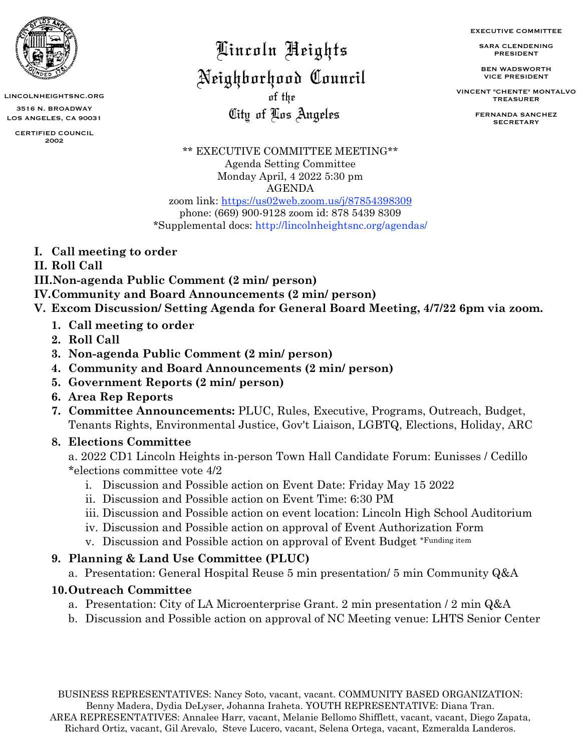LINCOLNHEIGHTSNC.ORG

3516 N. BROADWAY
LOS ANGELES, CA 90031

CERTIFIED COUNCIL
2002

# Lincoln Heights Neighborhood Council
## of the City of Los Angeles

EXECUTIVE COMMITTEE

SARA CLENDENING
PRESIDENT

BEN WADSWORTH
VICE PRESIDENT

VINCENT "CHENTE" MONTALVO
TREASURER

FERNANDA SANCHEZ
SECRETARY

** EXECUTIVE COMMITTEE MEETING**
Agenda Setting Committee
Monday April, 4 2022 5:30 pm
AGENDA
zoom link: https://us02web.zoom.us/j/87854398309
phone: (669) 900-9128 zoom id: 878 5439 8309
*Supplemental docs: http://lincolnheightsnc.org/agendas/

**I. Call meeting to order**

**II. Roll Call**

**III. Non-agenda Public Comment (2 min/ person)**

**IV. Community and Board Announcements (2 min/ person)**

**V. Excom Discussion/ Setting Agenda for General Board Meeting, 4/7/22 6pm via zoom.**

1. **Call meeting to order**
2. **Roll Call**
3. **Non-agenda Public Comment (2 min/ person)**
4. **Community and Board Announcements (2 min/ person)**
5. **Government Reports (2 min/ person)**
6. **Area Rep Reports**
7. **Committee Announcements:** PLUC, Rules, Executive, Programs, Outreach, Budget, Tenants Rights, Environmental Justice, Gov't Liaison, LGBTQ, Elections, Holiday, ARC
8. **Elections Committee**
   a. 2022 CD1 Lincoln Heights in-person Town Hall Candidate Forum: Eunisses / Cedillo *elections committee vote 4/2
      i. Discussion and Possible action on Event Date: Friday May 15 2022
      ii. Discussion and Possible action on Event Time: 6:30 PM
      iii. Discussion and Possible action on event location: Lincoln High School Auditorium
      iv. Discussion and Possible action on approval of Event Authorization Form
      v. Discussion and Possible action on approval of Event Budget *Funding item
9. **Planning & Land Use Committee (PLUC)**
   a. Presentation: General Hospital Reuse 5 min presentation/ 5 min Community Q&A
10. **Outreach Committee**
   a. Presentation: City of LA Microenterprise Grant. 2 min presentation / 2 min Q&A
   b. Discussion and Possible action on approval of NC Meeting venue: LHTS Senior Center

BUSINESS REPRESENTATIVES: Nancy Soto, vacant, vacant. COMMUNITY BASED ORGANIZATION: Benny Madera, Dydia DeLyser, Johanna Iraheta. YOUTH REPRESENTATIVE: Diana Tran. AREA REPRESENTATIVES: Annalee Harr, vacant, Melanie Bellomo Shifflett, vacant, vacant, Diego Zapata, Richard Ortiz, vacant, Gil Arevalo, Steve Lucero, vacant, Selena Ortega, vacant, Ezmeralda Landeros.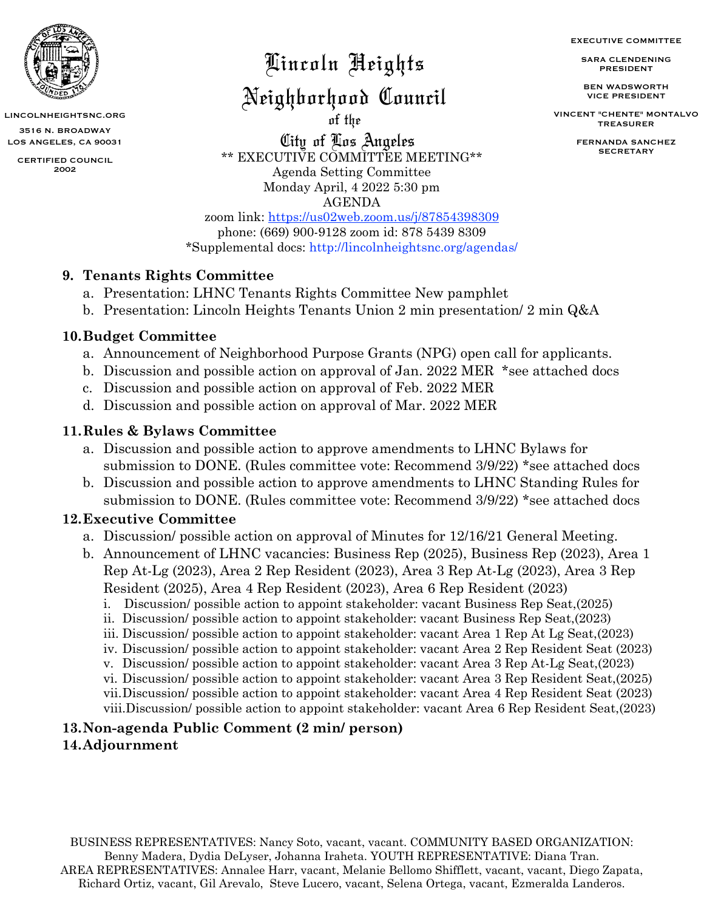LINCOLNHEIGHTSNC.ORG

3516 N. BROADWAY
LOS ANGELES, CA 90031

CERTIFIED COUNCIL
2002

# Lincoln Heights Neighborhood Council of the City of Los Angeles

EXECUTIVE COMMITTEE

SARA CLENDENING
PRESIDENT

BEN WADSWORTH
VICE PRESIDENT

VINCENT "CHENTE" MONTALVO
TREASURER

FERNANDA SANCHEZ
SECRETARY

** EXECUTIVE COMMITTEE MEETING**
Agenda Setting Committee
Monday April, 4 2022 5:30 pm
AGENDA
zoom link: https://us02web.zoom.us/j/87854398309
phone: (669) 900-9128 zoom id: 878 5439 8309
*Supplemental docs: http://lincolnheightsnc.org/agendas/

9. **Tenants Rights Committee**
   a. Presentation: LHNC Tenants Rights Committee New pamphlet
   b. Presentation: Lincoln Heights Tenants Union 2 min presentation/ 2 min Q&A

10. **Budget Committee**
    a. Announcement of Neighborhood Purpose Grants (NPG) open call for applicants.
    b. Discussion and possible action on approval of Jan. 2022 MER *see attached docs
    c. Discussion and possible action on approval of Feb. 2022 MER
    d. Discussion and possible action on approval of Mar. 2022 MER

11. **Rules & Bylaws Committee**
    a. Discussion and possible action to approve amendments to LHNC Bylaws for submission to DONE. (Rules committee vote: Recommend 3/9/22) *see attached docs
    b. Discussion and possible action to approve amendments to LHNC Standing Rules for submission to DONE. (Rules committee vote: Recommend 3/9/22) *see attached docs

12. **Executive Committee**
    a. Discussion/ possible action on approval of Minutes for 12/16/21 General Meeting.
    b. Announcement of LHNC vacancies: Business Rep (2025), Business Rep (2023), Area 1 Rep At-Lg (2023), Area 2 Rep Resident (2023), Area 3 Rep At-Lg (2023), Area 3 Rep Resident (2025), Area 4 Rep Resident (2023), Area 6 Rep Resident (2023)
       i. Discussion/ possible action to appoint stakeholder: vacant Business Rep Seat,(2025)
       ii. Discussion/ possible action to appoint stakeholder: vacant Business Rep Seat,(2023)
       iii. Discussion/ possible action to appoint stakeholder: vacant Area 1 Rep At Lg Seat,(2023)
       iv. Discussion/ possible action to appoint stakeholder: vacant Area 2 Rep Resident Seat (2023)
       v. Discussion/ possible action to appoint stakeholder: vacant Area 3 Rep At-Lg Seat,(2023)
       vi. Discussion/ possible action to appoint stakeholder: vacant Area 3 Rep Resident Seat,(2025)
       vii. Discussion/ possible action to appoint stakeholder: vacant Area 4 Rep Resident Seat (2023)
       viii. Discussion/ possible action to appoint stakeholder: vacant Area 6 Rep Resident Seat,(2023)

13. **Non-agenda Public Comment (2 min/ person)**
14. **Adjournment**

BUSINESS REPRESENTATIVES: Nancy Soto, vacant, vacant. COMMUNITY BASED ORGANIZATION: Benny Madera, Dydia DeLyser, Johanna Iraheta. YOUTH REPRESENTATIVE: Diana Tran. AREA REPRESENTATIVES: Annalee Harr, vacant, Melanie Bellomo Shifflett, vacant, vacant, Diego Zapata, Richard Ortiz, vacant, Gil Arevalo, Steve Lucero, vacant, Selena Ortega, vacant, Ezmeralda Landeros.